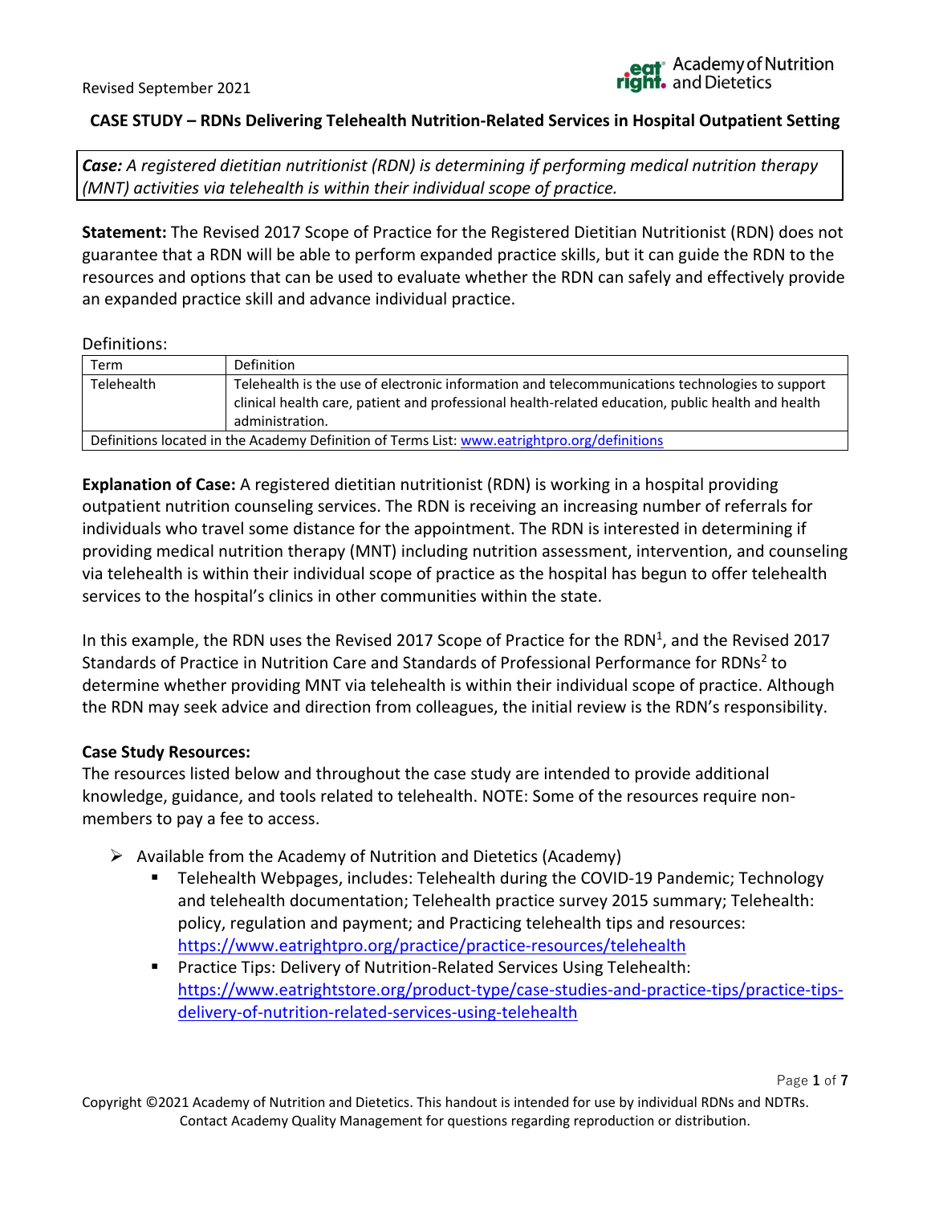Revised September 2021

# CASE STUDY – RDNs Delivering Telehealth Nutrition-Related Services in Hospital Outpatient Setting

***Case:*** *A registered dietitian nutritionist (RDN) is determining if performing medical nutrition therapy (MNT) activities via telehealth is within their individual scope of practice.*

**Statement:** The Revised 2017 Scope of Practice for the Registered Dietitian Nutritionist (RDN) does not guarantee that a RDN will be able to perform expanded practice skills, but it can guide the RDN to the resources and options that can be used to evaluate whether the RDN can safely and effectively provide an expanded practice skill and advance individual practice.

Definitions:

| Term | Definition |
| --- | --- |
| Telehealth | Telehealth is the use of electronic information and telecommunications technologies to support clinical health care, patient and professional health-related education, public health and health administration. |
| Definitions located in the Academy Definition of Terms List: www.eatrightpro.org/definitions | |

**Explanation of Case:** A registered dietitian nutritionist (RDN) is working in a hospital providing outpatient nutrition counseling services. The RDN is receiving an increasing number of referrals for individuals who travel some distance for the appointment. The RDN is interested in determining if providing medical nutrition therapy (MNT) including nutrition assessment, intervention, and counseling via telehealth is within their individual scope of practice as the hospital has begun to offer telehealth services to the hospital's clinics in other communities within the state.

In this example, the RDN uses the Revised 2017 Scope of Practice for the RDN[1], and the Revised 2017 Standards of Practice in Nutrition Care and Standards of Professional Performance for RDNs[2] to determine whether providing MNT via telehealth is within their individual scope of practice. Although the RDN may seek advice and direction from colleagues, the initial review is the RDN's responsibility.

**Case Study Resources:**

The resources listed below and throughout the case study are intended to provide additional knowledge, guidance, and tools related to telehealth. NOTE: Some of the resources require non-members to pay a fee to access.

- Available from the Academy of Nutrition and Dietetics (Academy)
  - Telehealth Webpages, includes: Telehealth during the COVID-19 Pandemic; Technology and telehealth documentation; Telehealth practice survey 2015 summary; Telehealth: policy, regulation and payment; and Practicing telehealth tips and resources: https://www.eatrightpro.org/practice/practice-resources/telehealth
  - Practice Tips: Delivery of Nutrition-Related Services Using Telehealth: https://www.eatrightstore.org/product-type/case-studies-and-practice-tips/practice-tips-delivery-of-nutrition-related-services-using-telehealth

Copyright ©2021 Academy of Nutrition and Dietetics. This handout is intended for use by individual RDNs and NDTRs. Contact Academy Quality Management for questions regarding reproduction or distribution.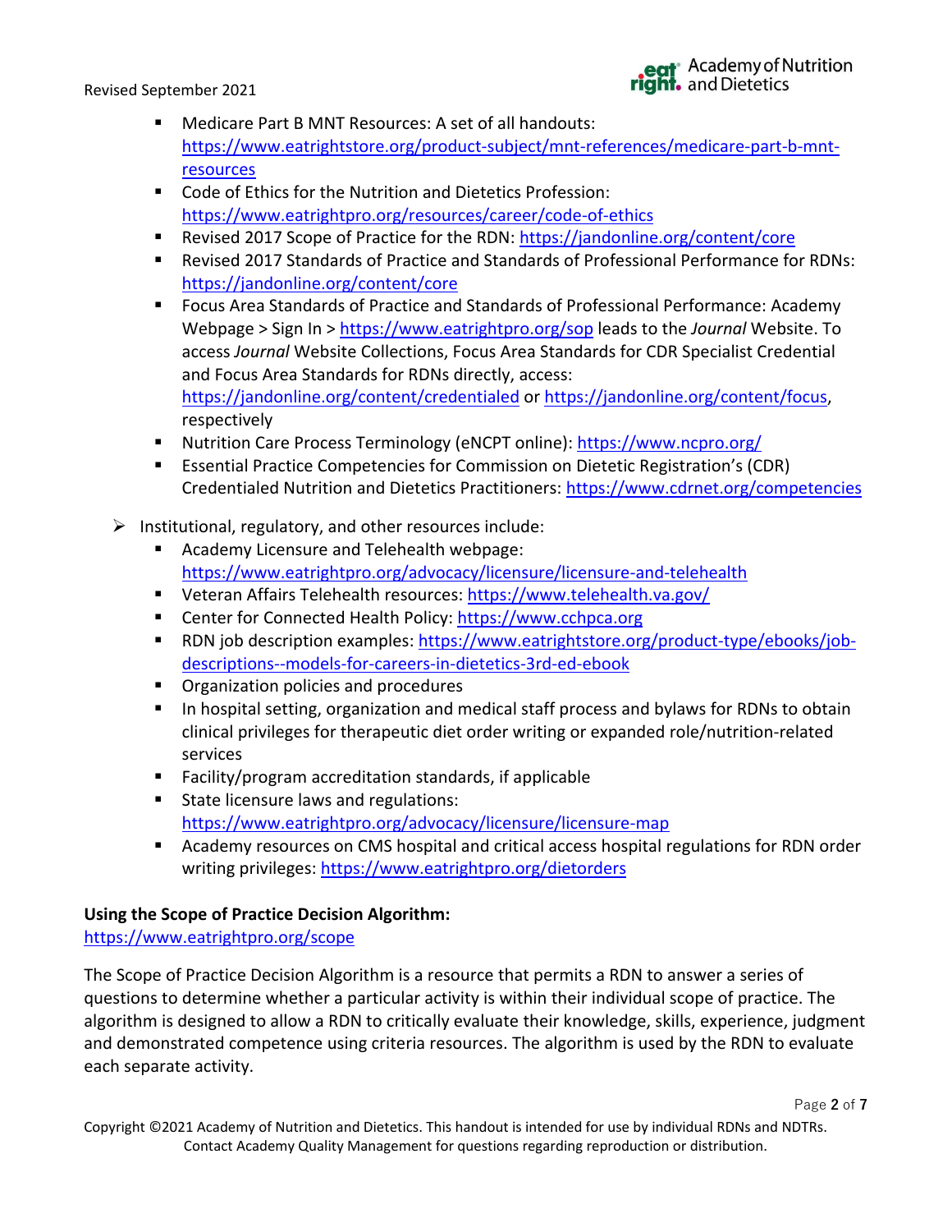- Medicare Part B MNT Resources: A set of all handouts: https://www.eatrightstore.org/product-subject/mnt-references/medicare-part-b-mnt-resources
- Code of Ethics for the Nutrition and Dietetics Profession: https://www.eatrightpro.org/resources/career/code-of-ethics
- Revised 2017 Scope of Practice for the RDN: https://jandonline.org/content/core
- Revised 2017 Standards of Practice and Standards of Professional Performance for RDNs: https://jandonline.org/content/core
- Focus Area Standards of Practice and Standards of Professional Performance: Academy Webpage > Sign In > https://www.eatrightpro.org/sop leads to the *Journal* Website. To access *Journal* Website Collections, Focus Area Standards for CDR Specialist Credential and Focus Area Standards for RDNs directly, access: https://jandonline.org/content/credentialed or https://jandonline.org/content/focus, respectively
- Nutrition Care Process Terminology (eNCPT online): https://www.ncpro.org/
- Essential Practice Competencies for Commission on Dietetic Registration's (CDR) Credentialed Nutrition and Dietetics Practitioners: https://www.cdrnet.org/competencies

➢ Institutional, regulatory, and other resources include:
  - Academy Licensure and Telehealth webpage: https://www.eatrightpro.org/advocacy/licensure/licensure-and-telehealth
  - Veteran Affairs Telehealth resources: https://www.telehealth.va.gov/
  - Center for Connected Health Policy: https://www.cchpca.org
  - RDN job description examples: https://www.eatrightstore.org/product-type/ebooks/job-descriptions--models-for-careers-in-dietetics-3rd-ed-ebook
  - Organization policies and procedures
  - In hospital setting, organization and medical staff process and bylaws for RDNs to obtain clinical privileges for therapeutic diet order writing or expanded role/nutrition-related services
  - Facility/program accreditation standards, if applicable
  - State licensure laws and regulations: https://www.eatrightpro.org/advocacy/licensure/licensure-map
  - Academy resources on CMS hospital and critical access hospital regulations for RDN order writing privileges: https://www.eatrightpro.org/dietorders

**Using the Scope of Practice Decision Algorithm:**
https://www.eatrightpro.org/scope

The Scope of Practice Decision Algorithm is a resource that permits a RDN to answer a series of questions to determine whether a particular activity is within their individual scope of practice. The algorithm is designed to allow a RDN to critically evaluate their knowledge, skills, experience, judgment and demonstrated competence using criteria resources. The algorithm is used by the RDN to evaluate each separate activity.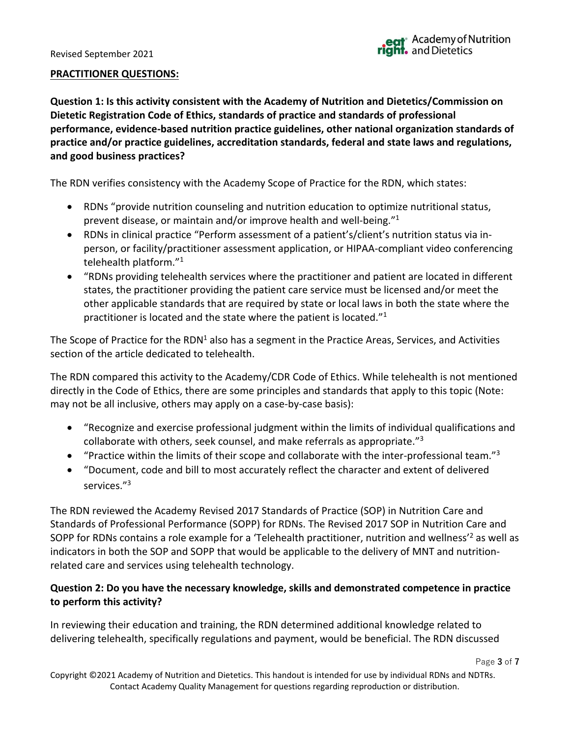**PRACTITIONER QUESTIONS:**

**Question 1: Is this activity consistent with the Academy of Nutrition and Dietetics/Commission on Dietetic Registration Code of Ethics, standards of practice and standards of professional performance, evidence-based nutrition practice guidelines, other national organization standards of practice and/or practice guidelines, accreditation standards, federal and state laws and regulations, and good business practices?**

The RDN verifies consistency with the Academy Scope of Practice for the RDN, which states:

- RDNs "provide nutrition counseling and nutrition education to optimize nutritional status, prevent disease, or maintain and/or improve health and well-being."[1]
- RDNs in clinical practice "Perform assessment of a patient's/client's nutrition status via in-person, or facility/practitioner assessment application, or HIPAA-compliant video conferencing telehealth platform."[1]
- "RDNs providing telehealth services where the practitioner and patient are located in different states, the practitioner providing the patient care service must be licensed and/or meet the other applicable standards that are required by state or local laws in both the state where the practitioner is located and the state where the patient is located."[1]

The Scope of Practice for the RDN[1] also has a segment in the Practice Areas, Services, and Activities section of the article dedicated to telehealth.

The RDN compared this activity to the Academy/CDR Code of Ethics. While telehealth is not mentioned directly in the Code of Ethics, there are some principles and standards that apply to this topic (Note: may not be all inclusive, others may apply on a case-by-case basis):

- "Recognize and exercise professional judgment within the limits of individual qualifications and collaborate with others, seek counsel, and make referrals as appropriate."[3]
- "Practice within the limits of their scope and collaborate with the inter-professional team."[3]
- "Document, code and bill to most accurately reflect the character and extent of delivered services."[3]

The RDN reviewed the Academy Revised 2017 Standards of Practice (SOP) in Nutrition Care and Standards of Professional Performance (SOPP) for RDNs. The Revised 2017 SOP in Nutrition Care and SOPP for RDNs contains a role example for a 'Telehealth practitioner, nutrition and wellness'[2] as well as indicators in both the SOP and SOPP that would be applicable to the delivery of MNT and nutrition-related care and services using telehealth technology.

**Question 2: Do you have the necessary knowledge, skills and demonstrated competence in practice to perform this activity?**

In reviewing their education and training, the RDN determined additional knowledge related to delivering telehealth, specifically regulations and payment, would be beneficial. The RDN discussed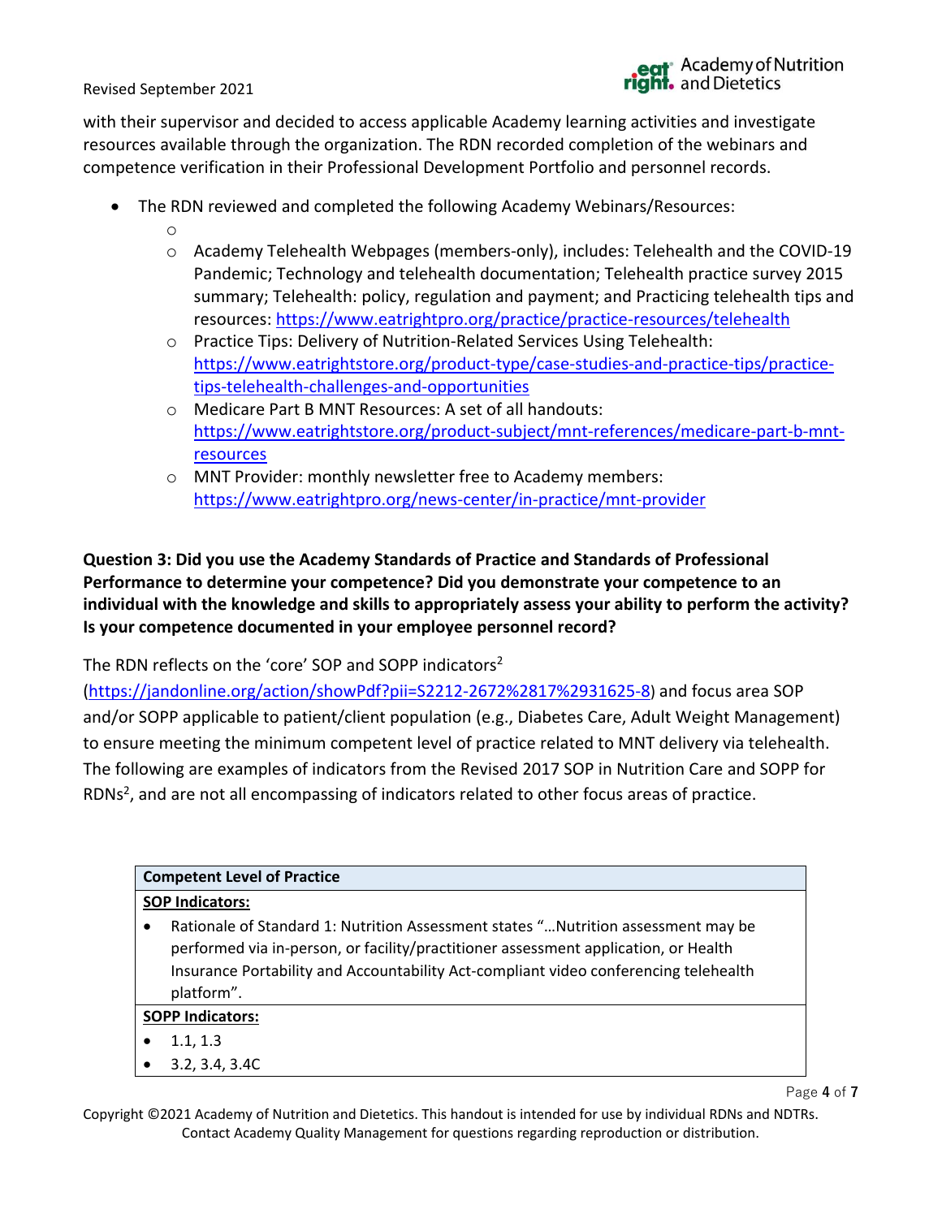with their supervisor and decided to access applicable Academy learning activities and investigate resources available through the organization. The RDN recorded completion of the webinars and competence verification in their Professional Development Portfolio and personnel records.

- The RDN reviewed and completed the following Academy Webinars/Resources:
  - 
  - Academy Telehealth Webpages (members-only), includes: Telehealth and the COVID-19 Pandemic; Technology and telehealth documentation; Telehealth practice survey 2015 summary; Telehealth: policy, regulation and payment; and Practicing telehealth tips and resources: https://www.eatrightpro.org/practice/practice-resources/telehealth
  - Practice Tips: Delivery of Nutrition-Related Services Using Telehealth: https://www.eatrightstore.org/product-type/case-studies-and-practice-tips/practice-tips-telehealth-challenges-and-opportunities
  - Medicare Part B MNT Resources: A set of all handouts: https://www.eatrightstore.org/product-subject/mnt-references/medicare-part-b-mnt-resources
  - MNT Provider: monthly newsletter free to Academy members: https://www.eatrightpro.org/news-center/in-practice/mnt-provider

**Question 3: Did you use the Academy Standards of Practice and Standards of Professional Performance to determine your competence? Did you demonstrate your competence to an individual with the knowledge and skills to appropriately assess your ability to perform the activity? Is your competence documented in your employee personnel record?**

The RDN reflects on the 'core' SOP and SOPP indicators[2] (https://jandonline.org/action/showPdf?pii=S2212-2672%2817%2931625-8) and focus area SOP and/or SOPP applicable to patient/client population (e.g., Diabetes Care, Adult Weight Management) to ensure meeting the minimum competent level of practice related to MNT delivery via telehealth. The following are examples of indicators from the Revised 2017 SOP in Nutrition Care and SOPP for RDNs[2], and are not all encompassing of indicators related to other focus areas of practice.

| Competent Level of Practice |
| --- |
| **SOP Indicators:** |
| • Rationale of Standard 1: Nutrition Assessment states "…Nutrition assessment may be performed via in-person, or facility/practitioner assessment application, or Health Insurance Portability and Accountability Act-compliant video conferencing telehealth platform". |
| **SOPP Indicators:** |
| • 1.1, 1.3<br>• 3.2, 3.4, 3.4C |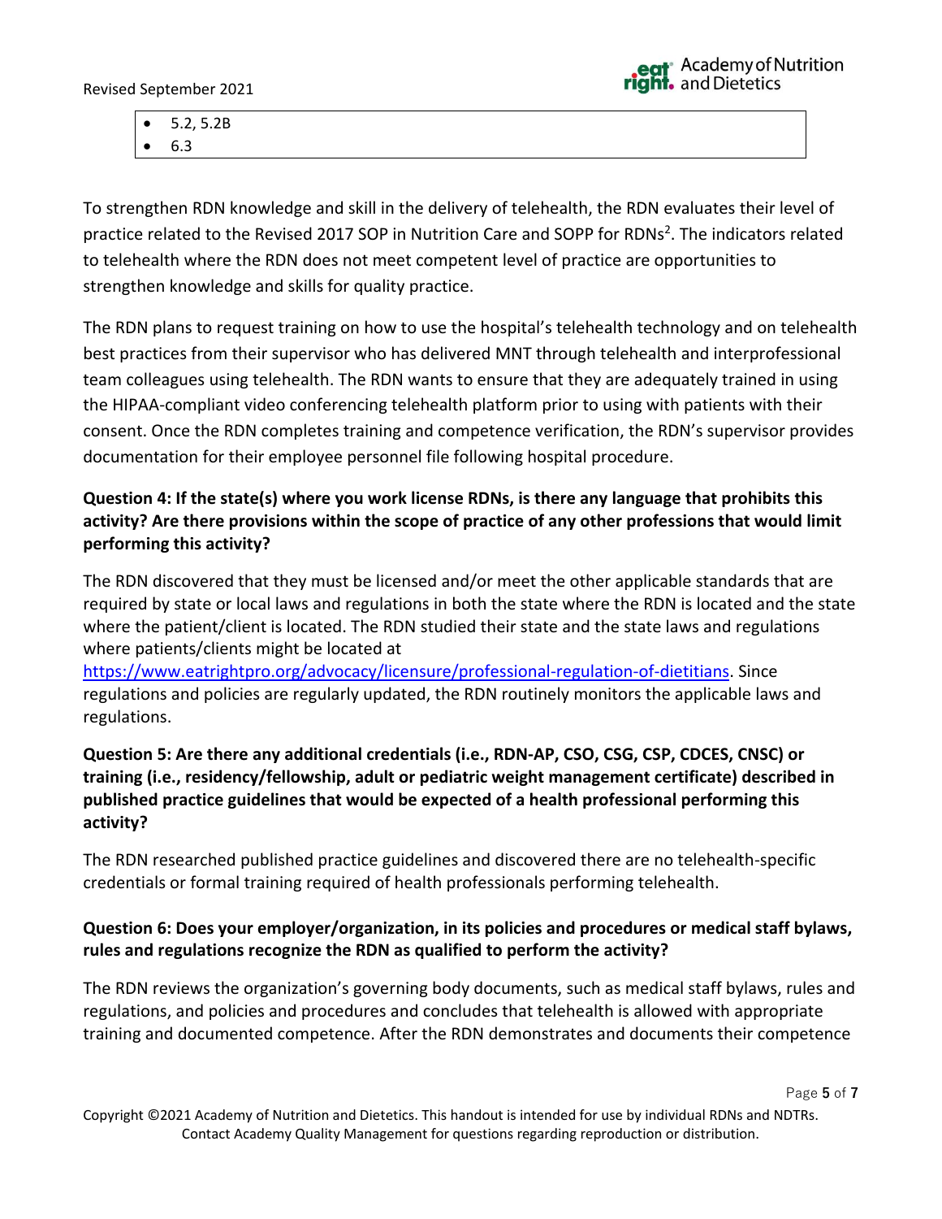- 5.2, 5.2B
- 6.3

To strengthen RDN knowledge and skill in the delivery of telehealth, the RDN evaluates their level of practice related to the Revised 2017 SOP in Nutrition Care and SOPP for RDNs[2]. The indicators related to telehealth where the RDN does not meet competent level of practice are opportunities to strengthen knowledge and skills for quality practice.

The RDN plans to request training on how to use the hospital's telehealth technology and on telehealth best practices from their supervisor who has delivered MNT through telehealth and interprofessional team colleagues using telehealth. The RDN wants to ensure that they are adequately trained in using the HIPAA-compliant video conferencing telehealth platform prior to using with patients with their consent. Once the RDN completes training and competence verification, the RDN's supervisor provides documentation for their employee personnel file following hospital procedure.

**Question 4: If the state(s) where you work license RDNs, is there any language that prohibits this activity? Are there provisions within the scope of practice of any other professions that would limit performing this activity?**

The RDN discovered that they must be licensed and/or meet the other applicable standards that are required by state or local laws and regulations in both the state where the RDN is located and the state where the patient/client is located. The RDN studied their state and the state laws and regulations where patients/clients might be located at https://www.eatrightpro.org/advocacy/licensure/professional-regulation-of-dietitians. Since regulations and policies are regularly updated, the RDN routinely monitors the applicable laws and regulations.

**Question 5: Are there any additional credentials (i.e., RDN-AP, CSO, CSG, CSP, CDCES, CNSC) or training (i.e., residency/fellowship, adult or pediatric weight management certificate) described in published practice guidelines that would be expected of a health professional performing this activity?**

The RDN researched published practice guidelines and discovered there are no telehealth-specific credentials or formal training required of health professionals performing telehealth.

**Question 6: Does your employer/organization, in its policies and procedures or medical staff bylaws, rules and regulations recognize the RDN as qualified to perform the activity?**

The RDN reviews the organization's governing body documents, such as medical staff bylaws, rules and regulations, and policies and procedures and concludes that telehealth is allowed with appropriate training and documented competence. After the RDN demonstrates and documents their competence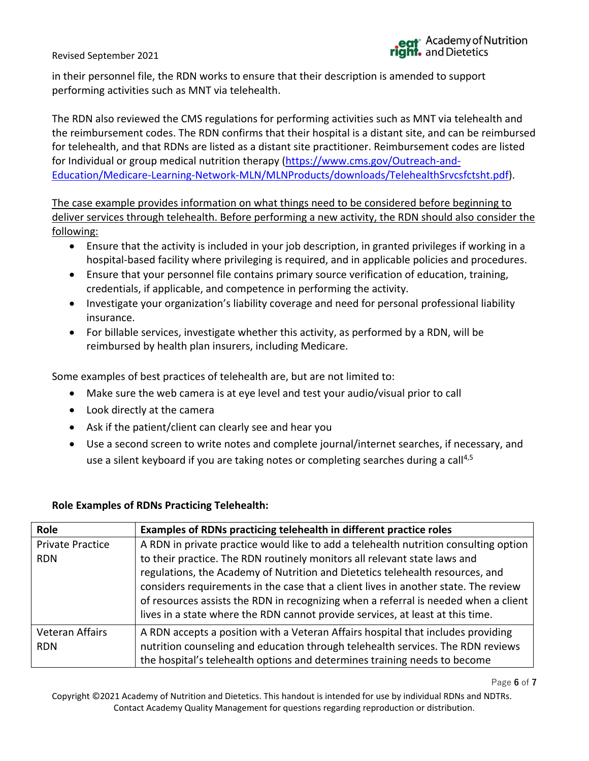in their personnel file, the RDN works to ensure that their description is amended to support performing activities such as MNT via telehealth.

The RDN also reviewed the CMS regulations for performing activities such as MNT via telehealth and the reimbursement codes. The RDN confirms that their hospital is a distant site, and can be reimbursed for telehealth, and that RDNs are listed as a distant site practitioner. Reimbursement codes are listed for Individual or group medical nutrition therapy (https://www.cms.gov/Outreach-and-Education/Medicare-Learning-Network-MLN/MLNProducts/downloads/TelehealthSrvcsfctsht.pdf).

<u>The case example provides information on what things need to be considered before beginning to deliver services through telehealth. Before performing a new activity, the RDN should also consider the following:</u>

- Ensure that the activity is included in your job description, in granted privileges if working in a hospital-based facility where privileging is required, and in applicable policies and procedures.
- Ensure that your personnel file contains primary source verification of education, training, credentials, if applicable, and competence in performing the activity.
- Investigate your organization's liability coverage and need for personal professional liability insurance.
- For billable services, investigate whether this activity, as performed by a RDN, will be reimbursed by health plan insurers, including Medicare.

Some examples of best practices of telehealth are, but are not limited to:

- Make sure the web camera is at eye level and test your audio/visual prior to call
- Look directly at the camera
- Ask if the patient/client can clearly see and hear you
- Use a second screen to write notes and complete journal/internet searches, if necessary, and use a silent keyboard if you are taking notes or completing searches during a call[4,5]

**Role Examples of RDNs Practicing Telehealth:**

| Role | Examples of RDNs practicing telehealth in different practice roles |
|---|---|
| Private Practice RDN | A RDN in private practice would like to add a telehealth nutrition consulting option to their practice. The RDN routinely monitors all relevant state laws and regulations, the Academy of Nutrition and Dietetics telehealth resources, and considers requirements in the case that a client lives in another state. The review of resources assists the RDN in recognizing when a referral is needed when a client lives in a state where the RDN cannot provide services, at least at this time. |
| Veteran Affairs RDN | A RDN accepts a position with a Veteran Affairs hospital that includes providing nutrition counseling and education through telehealth services. The RDN reviews the hospital's telehealth options and determines training needs to become |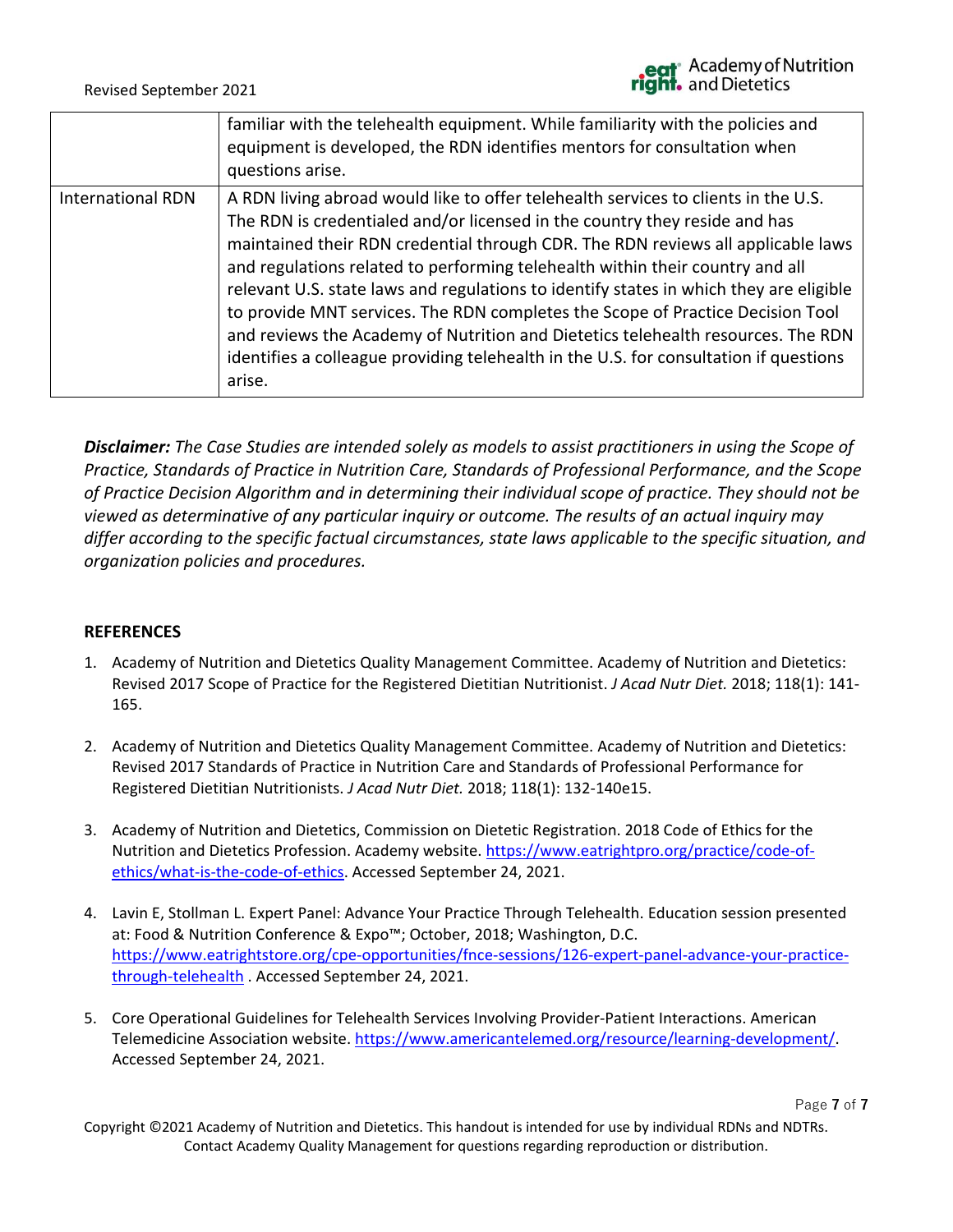| | |
|---|---|
| | familiar with the telehealth equipment. While familiarity with the policies and equipment is developed, the RDN identifies mentors for consultation when questions arise. |
| International RDN | A RDN living abroad would like to offer telehealth services to clients in the U.S. The RDN is credentialed and/or licensed in the country they reside and has maintained their RDN credential through CDR. The RDN reviews all applicable laws and regulations related to performing telehealth within their country and all relevant U.S. state laws and regulations to identify states in which they are eligible to provide MNT services. The RDN completes the Scope of Practice Decision Tool and reviews the Academy of Nutrition and Dietetics telehealth resources. The RDN identifies a colleague providing telehealth in the U.S. for consultation if questions arise. |

***Disclaimer:*** *The Case Studies are intended solely as models to assist practitioners in using the Scope of Practice, Standards of Practice in Nutrition Care, Standards of Professional Performance, and the Scope of Practice Decision Algorithm and in determining their individual scope of practice. They should not be viewed as determinative of any particular inquiry or outcome. The results of an actual inquiry may differ according to the specific factual circumstances, state laws applicable to the specific situation, and organization policies and procedures.*

## REFERENCES

1. Academy of Nutrition and Dietetics Quality Management Committee. Academy of Nutrition and Dietetics: Revised 2017 Scope of Practice for the Registered Dietitian Nutritionist. *J Acad Nutr Diet.* 2018; 118(1): 141-165.

2. Academy of Nutrition and Dietetics Quality Management Committee. Academy of Nutrition and Dietetics: Revised 2017 Standards of Practice in Nutrition Care and Standards of Professional Performance for Registered Dietitian Nutritionists. *J Acad Nutr Diet.* 2018; 118(1): 132-140e15.

3. Academy of Nutrition and Dietetics, Commission on Dietetic Registration. 2018 Code of Ethics for the Nutrition and Dietetics Profession. Academy website. https://www.eatrightpro.org/practice/code-of-ethics/what-is-the-code-of-ethics. Accessed September 24, 2021.

4. Lavin E, Stollman L. Expert Panel: Advance Your Practice Through Telehealth. Education session presented at: Food & Nutrition Conference & Expo™; October, 2018; Washington, D.C. https://www.eatrightstore.org/cpe-opportunities/fnce-sessions/126-expert-panel-advance-your-practice-through-telehealth . Accessed September 24, 2021.

5. Core Operational Guidelines for Telehealth Services Involving Provider-Patient Interactions. American Telemedicine Association website. https://www.americantelemed.org/resource/learning-development/. Accessed September 24, 2021.